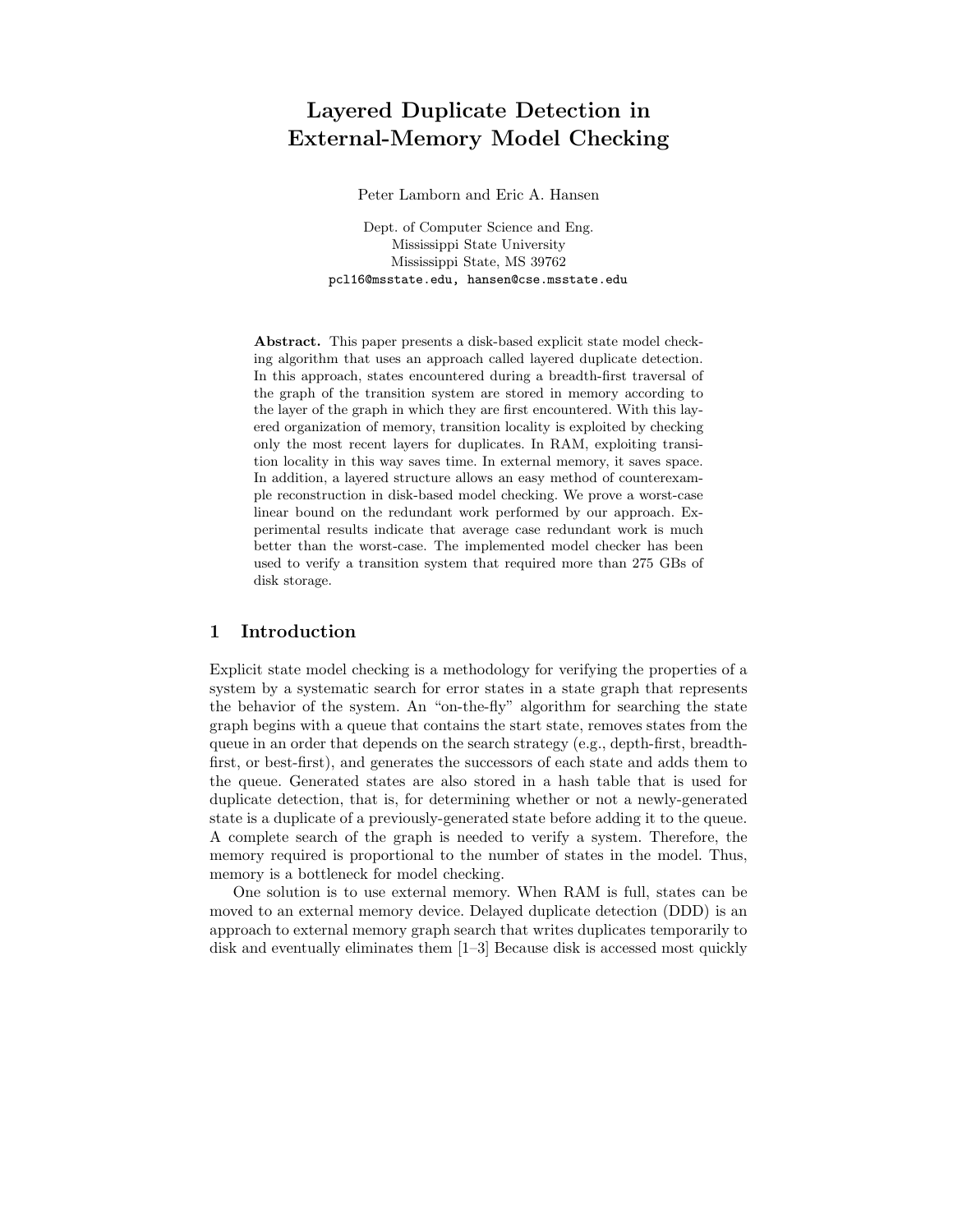# Layered Duplicate Detection in External-Memory Model Checking

Peter Lamborn and Eric A. Hansen

Dept. of Computer Science and Eng.
Mississippi State University
Mississippi State, MS 39762
pcl16@msstate.edu, hansen@cse.msstate.edu

**Abstract.** This paper presents a disk-based explicit state model checking algorithm that uses an approach called layered duplicate detection. In this approach, states encountered during a breadth-first traversal of the graph of the transition system are stored in memory according to the layer of the graph in which they are first encountered. With this layered organization of memory, transition locality is exploited by checking only the most recent layers for duplicates. In RAM, exploiting transition locality in this way saves time. In external memory, it saves space. In addition, a layered structure allows an easy method of counterexample reconstruction in disk-based model checking. We prove a worst-case linear bound on the redundant work performed by our approach. Experimental results indicate that average case redundant work is much better than the worst-case. The implemented model checker has been used to verify a transition system that required more than 275 GBs of disk storage.

## 1 Introduction

Explicit state model checking is a methodology for verifying the properties of a system by a systematic search for error states in a state graph that represents the behavior of the system. An "on-the-fly" algorithm for searching the state graph begins with a queue that contains the start state, removes states from the queue in an order that depends on the search strategy (e.g., depth-first, breadth-first, or best-first), and generates the successors of each state and adds them to the queue. Generated states are also stored in a hash table that is used for duplicate detection, that is, for determining whether or not a newly-generated state is a duplicate of a previously-generated state before adding it to the queue. A complete search of the graph is needed to verify a system. Therefore, the memory required is proportional to the number of states in the model. Thus, memory is a bottleneck for model checking.

One solution is to use external memory. When RAM is full, states can be moved to an external memory device. Delayed duplicate detection (DDD) is an approach to external memory graph search that writes duplicates temporarily to disk and eventually eliminates them [1–3] Because disk is accessed most quickly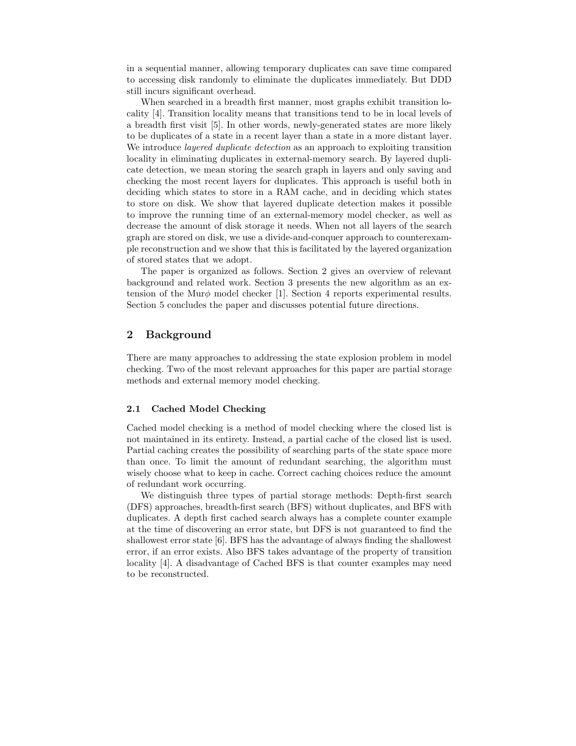in a sequential manner, allowing temporary duplicates can save time compared to accessing disk randomly to eliminate the duplicates immediately. But DDD still incurs significant overhead.

When searched in a breadth first manner, most graphs exhibit transition locality [4]. Transition locality means that transitions tend to be in local levels of a breadth first visit [5]. In other words, newly-generated states are more likely to be duplicates of a state in a recent layer than a state in a more distant layer. We introduce *layered duplicate detection* as an approach to exploiting transition locality in eliminating duplicates in external-memory search. By layered duplicate detection, we mean storing the search graph in layers and only saving and checking the most recent layers for duplicates. This approach is useful both in deciding which states to store in a RAM cache, and in deciding which states to store on disk. We show that layered duplicate detection makes it possible to improve the running time of an external-memory model checker, as well as decrease the amount of disk storage it needs. When not all layers of the search graph are stored on disk, we use a divide-and-conquer approach to counterexample reconstruction and we show that this is facilitated by the layered organization of stored states that we adopt.

The paper is organized as follows. Section 2 gives an overview of relevant background and related work. Section 3 presents the new algorithm as an extension of the Mur$\phi$ model checker [1]. Section 4 reports experimental results. Section 5 concludes the paper and discusses potential future directions.

## 2 Background

There are many approaches to addressing the state explosion problem in model checking. Two of the most relevant approaches for this paper are partial storage methods and external memory model checking.

### 2.1 Cached Model Checking

Cached model checking is a method of model checking where the closed list is not maintained in its entirety. Instead, a partial cache of the closed list is used. Partial caching creates the possibility of searching parts of the state space more than once. To limit the amount of redundant searching, the algorithm must wisely choose what to keep in cache. Correct caching choices reduce the amount of redundant work occurring.

We distinguish three types of partial storage methods: Depth-first search (DFS) approaches, breadth-first search (BFS) without duplicates, and BFS with duplicates. A depth first cached search always has a complete counter example at the time of discovering an error state, but DFS is not guaranteed to find the shallowest error state [6]. BFS has the advantage of always finding the shallowest error, if an error exists. Also BFS takes advantage of the property of transition locality [4]. A disadvantage of Cached BFS is that counter examples may need to be reconstructed.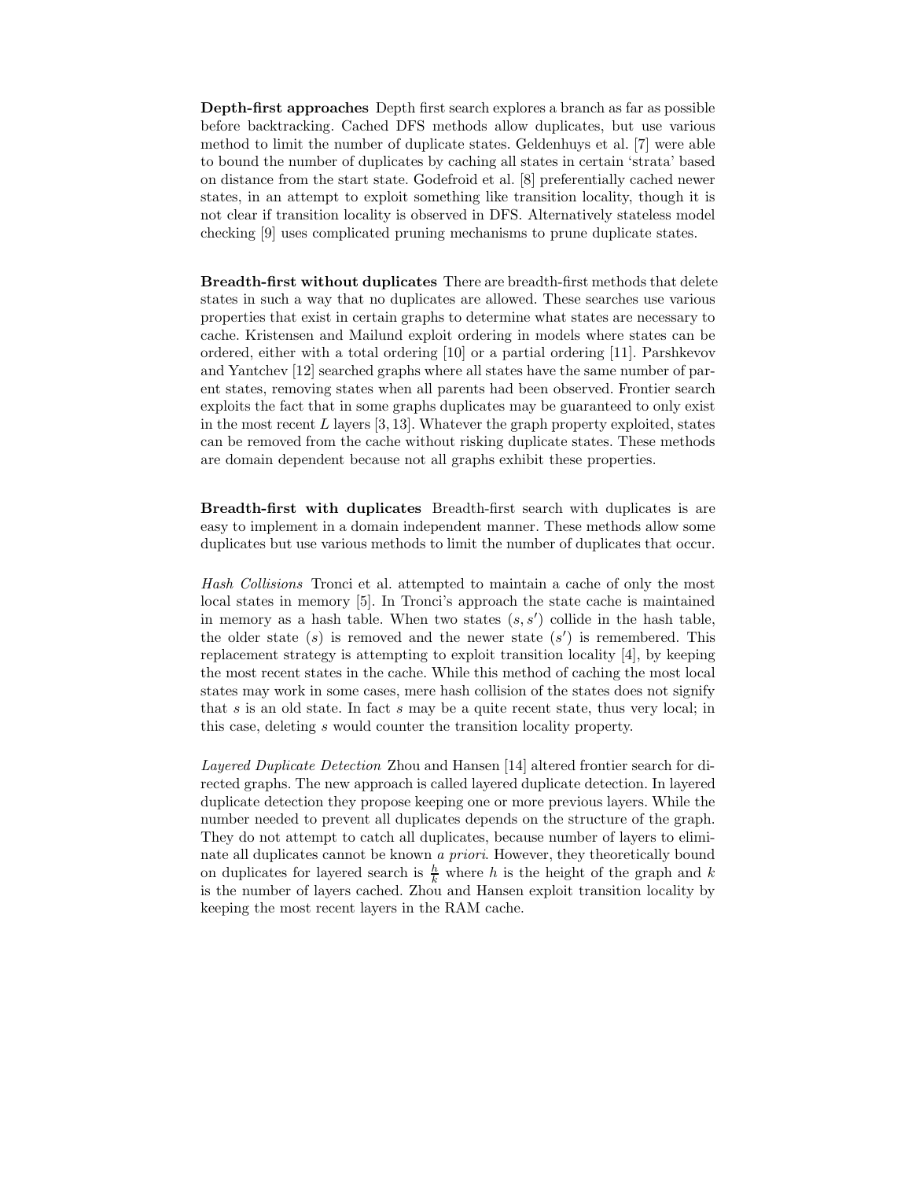**Depth-first approaches** Depth first search explores a branch as far as possible before backtracking. Cached DFS methods allow duplicates, but use various method to limit the number of duplicate states. Geldenhuys et al. [7] were able to bound the number of duplicates by caching all states in certain 'strata' based on distance from the start state. Godefroid et al. [8] preferentially cached newer states, in an attempt to exploit something like transition locality, though it is not clear if transition locality is observed in DFS. Alternatively stateless model checking [9] uses complicated pruning mechanisms to prune duplicate states.

**Breadth-first without duplicates** There are breadth-first methods that delete states in such a way that no duplicates are allowed. These searches use various properties that exist in certain graphs to determine what states are necessary to cache. Kristensen and Mailund exploit ordering in models where states can be ordered, either with a total ordering [10] or a partial ordering [11]. Parshkevov and Yantchev [12] searched graphs where all states have the same number of parent states, removing states when all parents had been observed. Frontier search exploits the fact that in some graphs duplicates may be guaranteed to only exist in the most recent $L$ layers [3, 13]. Whatever the graph property exploited, states can be removed from the cache without risking duplicate states. These methods are domain dependent because not all graphs exhibit these properties.

**Breadth-first with duplicates** Breadth-first search with duplicates is are easy to implement in a domain independent manner. These methods allow some duplicates but use various methods to limit the number of duplicates that occur.

*Hash Collisions* Tronci et al. attempted to maintain a cache of only the most local states in memory [5]. In Tronci's approach the state cache is maintained in memory as a hash table. When two states $(s, s')$ collide in the hash table, the older state $(s)$ is removed and the newer state $(s')$ is remembered. This replacement strategy is attempting to exploit transition locality [4], by keeping the most recent states in the cache. While this method of caching the most local states may work in some cases, mere hash collision of the states does not signify that $s$ is an old state. In fact $s$ may be a quite recent state, thus very local; in this case, deleting $s$ would counter the transition locality property.

*Layered Duplicate Detection* Zhou and Hansen [14] altered frontier search for directed graphs. The new approach is called layered duplicate detection. In layered duplicate detection they propose keeping one or more previous layers. While the number needed to prevent all duplicates depends on the structure of the graph. They do not attempt to catch all duplicates, because number of layers to eliminate all duplicates cannot be known *a priori*. However, they theoretically bound on duplicates for layered search is $\frac{h}{k}$ where $h$ is the height of the graph and $k$ is the number of layers cached. Zhou and Hansen exploit transition locality by keeping the most recent layers in the RAM cache.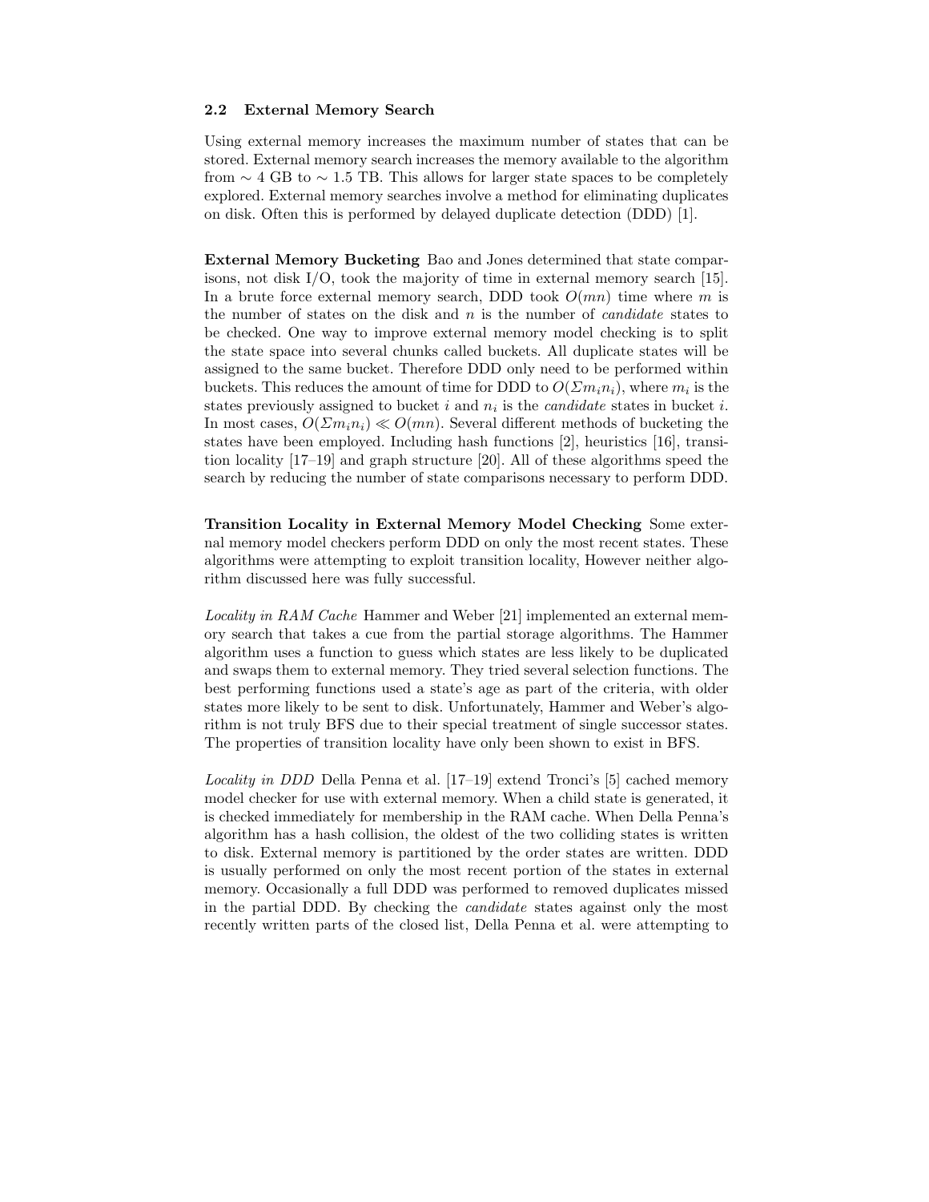### 2.2 External Memory Search

Using external memory increases the maximum number of states that can be stored. External memory search increases the memory available to the algorithm from $\sim$ 4 GB to $\sim$ 1.5 TB. This allows for larger state spaces to be completely explored. External memory searches involve a method for eliminating duplicates on disk. Often this is performed by delayed duplicate detection (DDD) [1].

**External Memory Bucketing** Bao and Jones determined that state comparisons, not disk I/O, took the majority of time in external memory search [15]. In a brute force external memory search, DDD took $O(mn)$ time where $m$ is the number of states on the disk and $n$ is the number of *candidate* states to be checked. One way to improve external memory model checking is to split the state space into several chunks called buckets. All duplicate states will be assigned to the same bucket. Therefore DDD only need to be performed within buckets. This reduces the amount of time for DDD to $O(\Sigma m_i n_i)$, where $m_i$ is the states previously assigned to bucket $i$ and $n_i$ is the *candidate* states in bucket $i$. In most cases, $O(\Sigma m_i n_i) \ll O(mn)$. Several different methods of bucketing the states have been employed. Including hash functions [2], heuristics [16], transition locality [17–19] and graph structure [20]. All of these algorithms speed the search by reducing the number of state comparisons necessary to perform DDD.

**Transition Locality in External Memory Model Checking** Some external memory model checkers perform DDD on only the most recent states. These algorithms were attempting to exploit transition locality, However neither algorithm discussed here was fully successful.

*Locality in RAM Cache* Hammer and Weber [21] implemented an external memory search that takes a cue from the partial storage algorithms. The Hammer algorithm uses a function to guess which states are less likely to be duplicated and swaps them to external memory. They tried several selection functions. The best performing functions used a state's age as part of the criteria, with older states more likely to be sent to disk. Unfortunately, Hammer and Weber's algorithm is not truly BFS due to their special treatment of single successor states. The properties of transition locality have only been shown to exist in BFS.

*Locality in DDD* Della Penna et al. [17–19] extend Tronci's [5] cached memory model checker for use with external memory. When a child state is generated, it is checked immediately for membership in the RAM cache. When Della Penna's algorithm has a hash collision, the oldest of the two colliding states is written to disk. External memory is partitioned by the order states are written. DDD is usually performed on only the most recent portion of the states in external memory. Occasionally a full DDD was performed to removed duplicates missed in the partial DDD. By checking the *candidate* states against only the most recently written parts of the closed list, Della Penna et al. were attempting to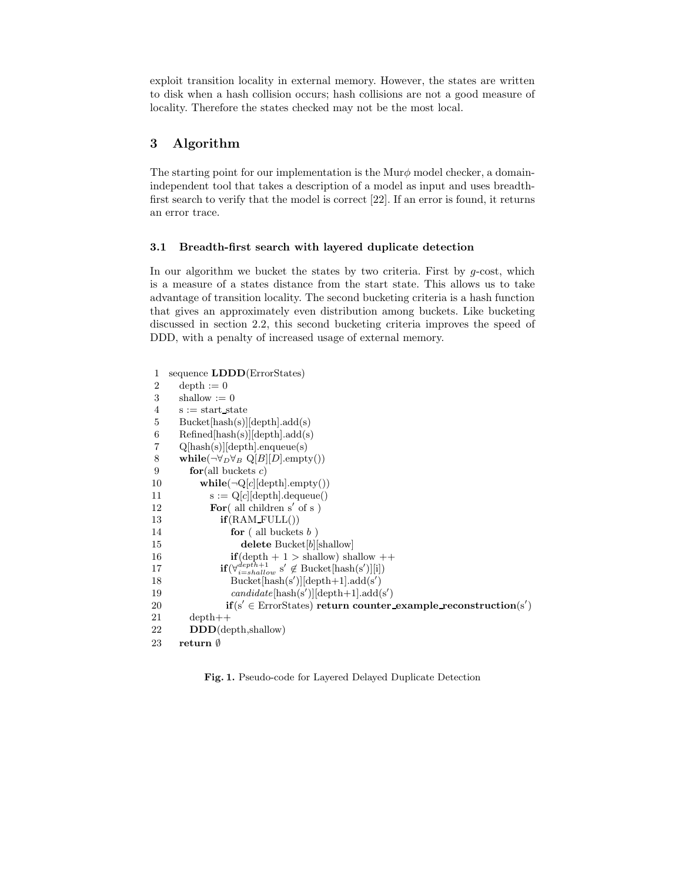exploit transition locality in external memory. However, the states are written to disk when a hash collision occurs; hash collisions are not a good measure of locality. Therefore the states checked may not be the most local.

## 3 Algorithm

The starting point for our implementation is the Mur$\phi$ model checker, a domain-independent tool that takes a description of a model as input and uses breadth-first search to verify that the model is correct [22]. If an error is found, it returns an error trace.

### 3.1 Breadth-first search with layered duplicate detection

In our algorithm we bucket the states by two criteria. First by $g$-cost, which is a measure of a states distance from the start state. This allows us to take advantage of transition locality. The second bucketing criteria is a hash function that gives an approximately even distribution among buckets. Like bucketing discussed in section 2.2, this second bucketing criteria improves the speed of DDD, with a penalty of increased usage of external memory.

```
1  sequence LDDD(ErrorStates)
2    depth := 0
3    shallow := 0
4    s := start_state
5    Bucket[hash(s)][depth].add(s)
6    Refined[hash(s)][depth].add(s)
7    Q[hash(s)][depth].enqueue(s)
8    while(¬∀_D ∀_B Q[B][D].empty())
9      for(all buckets c)
10       while(¬Q[c][depth].empty())
11         s := Q[c][depth].dequeue()
12         For( all children s' of s )
13           if(RAM_FULL())
14             for ( all buckets b )
15               delete Bucket[b][shallow]
16             if(depth + 1 > shallow) shallow ++
17           if(∀_{i=shallow}^{depth+1} s' ∉ Bucket[hash(s')][i])
18             Bucket[hash(s')][depth+1].add(s')
19             candidate[hash(s')][depth+1].add(s')
20           if(s' ∈ ErrorStates) return counter_example_reconstruction(s')
21     depth++
22     DDD(depth,shallow)
23   return ∅
```

**Fig. 1.** Pseudo-code for Layered Delayed Duplicate Detection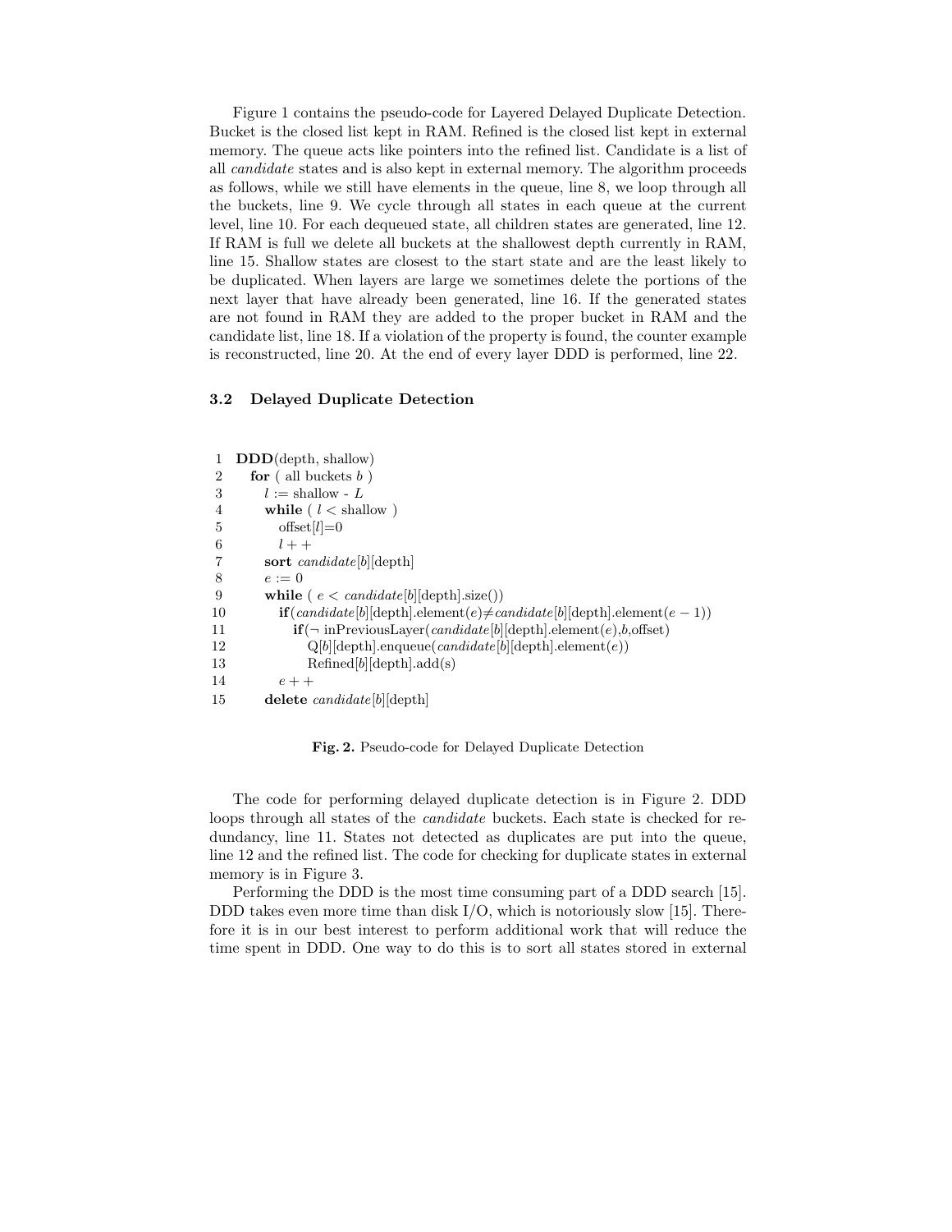Figure 1 contains the pseudo-code for Layered Delayed Duplicate Detection. Bucket is the closed list kept in RAM. Refined is the closed list kept in external memory. The queue acts like pointers into the refined list. Candidate is a list of all *candidate* states and is also kept in external memory. The algorithm proceeds as follows, while we still have elements in the queue, line 8, we loop through all the buckets, line 9. We cycle through all states in each queue at the current level, line 10. For each dequeued state, all children states are generated, line 12. If RAM is full we delete all buckets at the shallowest depth currently in RAM, line 15. Shallow states are closest to the start state and are the least likely to be duplicated. When layers are large we sometimes delete the portions of the next layer that have already been generated, line 16. If the generated states are not found in RAM they are added to the proper bucket in RAM and the candidate list, line 18. If a violation of the property is found, the counter example is reconstructed, line 20. At the end of every layer DDD is performed, line 22.

### 3.2 Delayed Duplicate Detection

```
1  DDD(depth, shallow)
2    for ( all buckets b )
3      l := shallow - L
4      while ( l < shallow )
5        offset[l]=0
6        l++
7      sort candidate[b][depth]
8      e := 0
9      while ( e < candidate[b][depth].size())
10       if(candidate[b][depth].element(e)≠candidate[b][depth].element(e − 1))
11         if(¬ inPreviousLayer(candidate[b][depth].element(e),b,offset)
12           Q[b][depth].enqueue(candidate[b][depth].element(e))
13           Refined[b][depth].add(s)
14       e++
15     delete candidate[b][depth]
```

**Fig. 2.** Pseudo-code for Delayed Duplicate Detection

The code for performing delayed duplicate detection is in Figure 2. DDD loops through all states of the *candidate* buckets. Each state is checked for redundancy, line 11. States not detected as duplicates are put into the queue, line 12 and the refined list. The code for checking for duplicate states in external memory is in Figure 3.

Performing the DDD is the most time consuming part of a DDD search [15]. DDD takes even more time than disk I/O, which is notoriously slow [15]. Therefore it is in our best interest to perform additional work that will reduce the time spent in DDD. One way to do this is to sort all states stored in external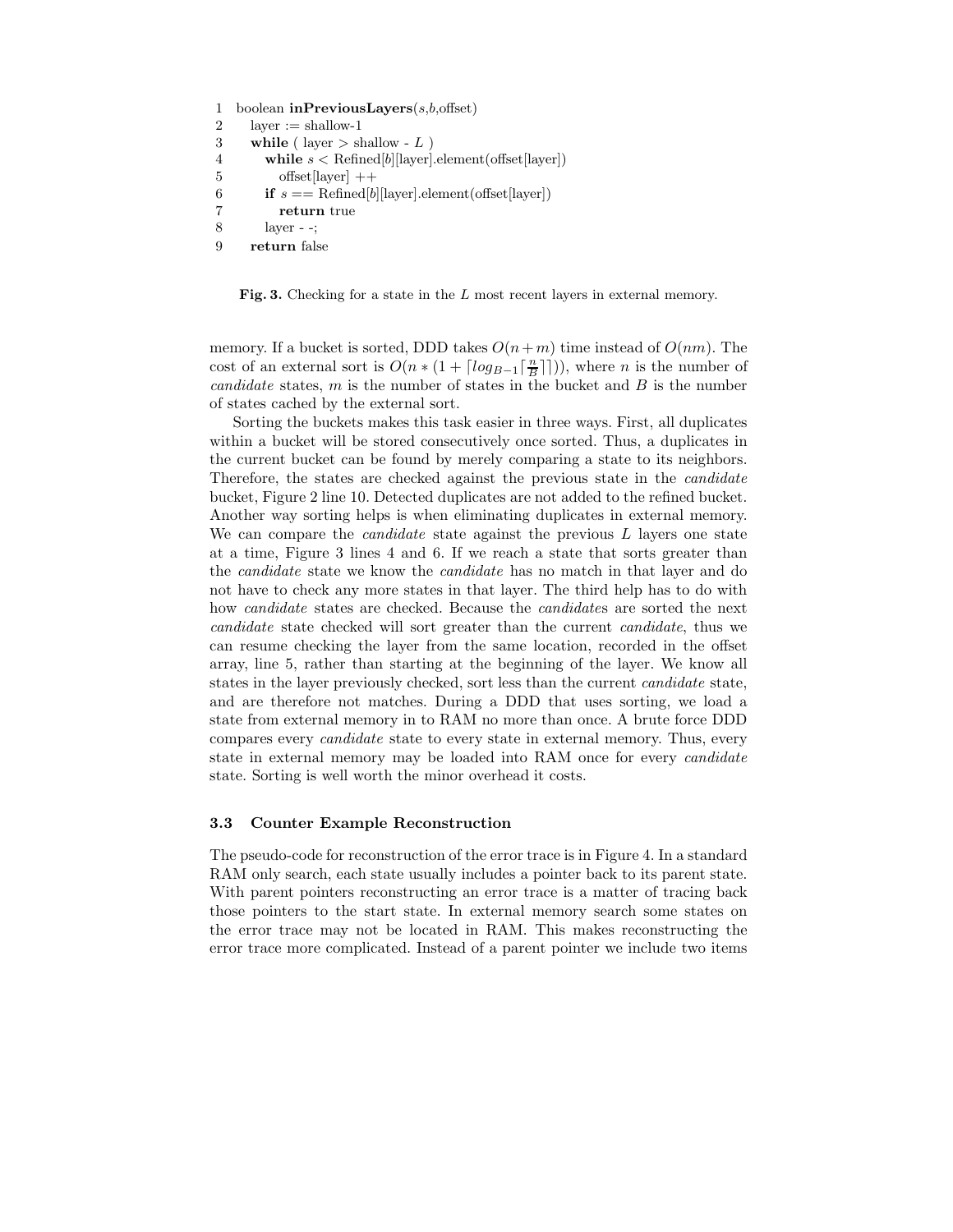```
1  boolean inPreviousLayers(s,b,offset)
2    layer := shallow-1
3    while ( layer > shallow - L )
4      while s < Refined[b][layer].element(offset[layer])
5        offset[layer] ++
6      if s == Refined[b][layer].element(offset[layer])
7        return true
8      layer - -;
9    return false
```

**Fig. 3.** Checking for a state in the $L$ most recent layers in external memory.

memory. If a bucket is sorted, DDD takes $O(n+m)$ time instead of $O(nm)$. The cost of an external sort is $O(n*(1+\lceil log_{B-1}\lceil \frac{n}{B}\rceil\rceil))$, where $n$ is the number of *candidate* states, $m$ is the number of states in the bucket and $B$ is the number of states cached by the external sort.

Sorting the buckets makes this task easier in three ways. First, all duplicates within a bucket will be stored consecutively once sorted. Thus, a duplicates in the current bucket can be found by merely comparing a state to its neighbors. Therefore, the states are checked against the previous state in the *candidate* bucket, Figure 2 line 10. Detected duplicates are not added to the refined bucket. Another way sorting helps is when eliminating duplicates in external memory. We can compare the *candidate* state against the previous $L$ layers one state at a time, Figure 3 lines 4 and 6. If we reach a state that sorts greater than the *candidate* state we know the *candidate* has no match in that layer and do not have to check any more states in that layer. The third help has to do with how *candidate* states are checked. Because the *candidate*s are sorted the next *candidate* state checked will sort greater than the current *candidate*, thus we can resume checking the layer from the same location, recorded in the offset array, line 5, rather than starting at the beginning of the layer. We know all states in the layer previously checked, sort less than the current *candidate* state, and are therefore not matches. During a DDD that uses sorting, we load a state from external memory in to RAM no more than once. A brute force DDD compares every *candidate* state to every state in external memory. Thus, every state in external memory may be loaded into RAM once for every *candidate* state. Sorting is well worth the minor overhead it costs.

### 3.3 Counter Example Reconstruction

The pseudo-code for reconstruction of the error trace is in Figure 4. In a standard RAM only search, each state usually includes a pointer back to its parent state. With parent pointers reconstructing an error trace is a matter of tracing back those pointers to the start state. In external memory search some states on the error trace may not be located in RAM. This makes reconstructing the error trace more complicated. Instead of a parent pointer we include two items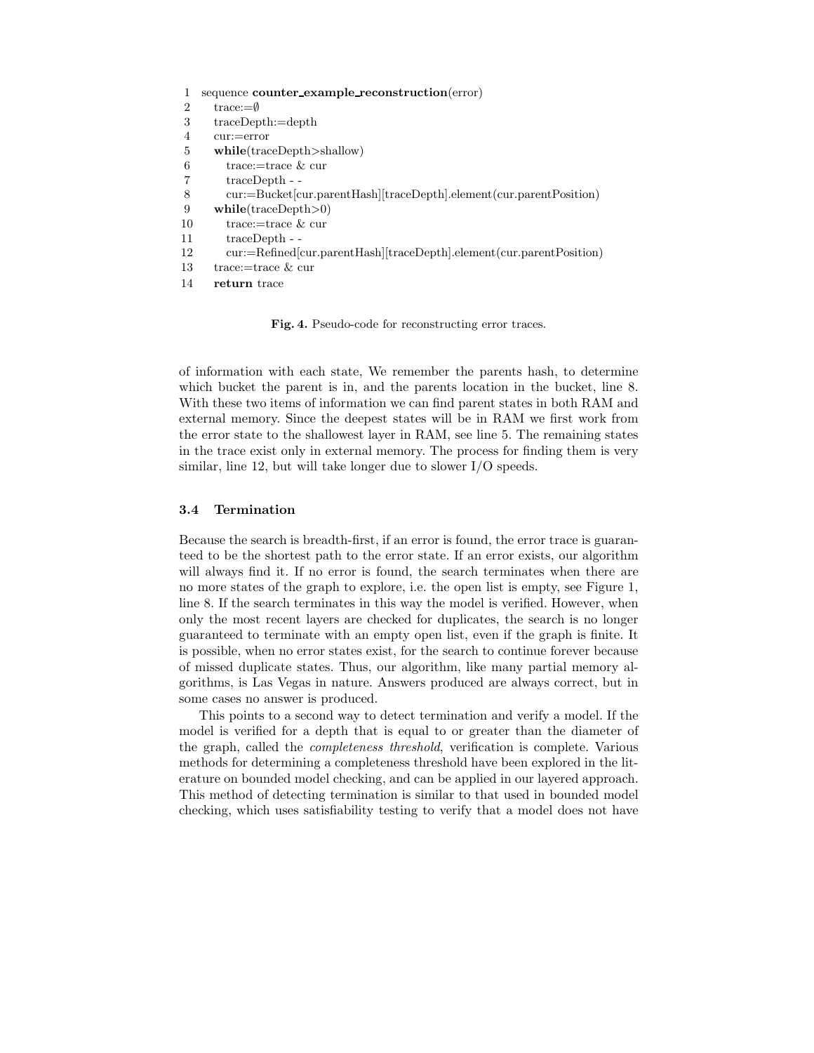```
1  sequence counter_example_reconstruction(error)
2    trace:=∅
3    traceDepth:=depth
4    cur:=error
5    while(traceDepth>shallow)
6      trace:=trace & cur
7      traceDepth - -
8      cur:=Bucket[cur.parentHash][traceDepth].element(cur.parentPosition)
9    while(traceDepth>0)
10     trace:=trace & cur
11     traceDepth - -
12     cur:=Refined[cur.parentHash][traceDepth].element(cur.parentPosition)
13   trace:=trace & cur
14   return trace
```

**Fig. 4.** Pseudo-code for reconstructing error traces.

of information with each state, We remember the parents hash, to determine which bucket the parent is in, and the parents location in the bucket, line 8. With these two items of information we can find parent states in both RAM and external memory. Since the deepest states will be in RAM we first work from the error state to the shallowest layer in RAM, see line 5. The remaining states in the trace exist only in external memory. The process for finding them is very similar, line 12, but will take longer due to slower I/O speeds.

### 3.4 Termination

Because the search is breadth-first, if an error is found, the error trace is guaranteed to be the shortest path to the error state. If an error exists, our algorithm will always find it. If no error is found, the search terminates when there are no more states of the graph to explore, i.e. the open list is empty, see Figure 1, line 8. If the search terminates in this way the model is verified. However, when only the most recent layers are checked for duplicates, the search is no longer guaranteed to terminate with an empty open list, even if the graph is finite. It is possible, when no error states exist, for the search to continue forever because of missed duplicate states. Thus, our algorithm, like many partial memory algorithms, is Las Vegas in nature. Answers produced are always correct, but in some cases no answer is produced.

This points to a second way to detect termination and verify a model. If the model is verified for a depth that is equal to or greater than the diameter of the graph, called the *completeness threshold*, verification is complete. Various methods for determining a completeness threshold have been explored in the literature on bounded model checking, and can be applied in our layered approach. This method of detecting termination is similar to that used in bounded model checking, which uses satisfiability testing to verify that a model does not have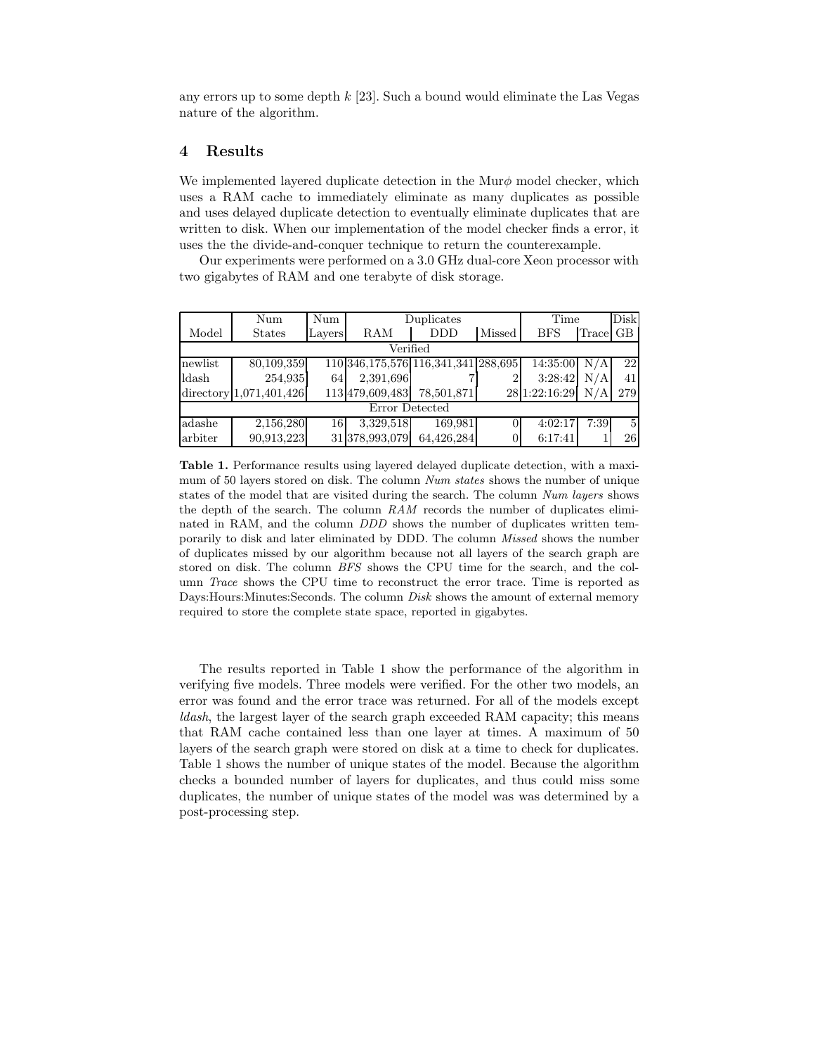any errors up to some depth $k$ [23]. Such a bound would eliminate the Las Vegas nature of the algorithm.

## 4 Results

We implemented layered duplicate detection in the Mur$\phi$ model checker, which uses a RAM cache to immediately eliminate as many duplicates as possible and uses delayed duplicate detection to eventually eliminate duplicates that are written to disk. When our implementation of the model checker finds a error, it uses the the divide-and-conquer technique to return the counterexample.

Our experiments were performed on a 3.0 GHz dual-core Xeon processor with two gigabytes of RAM and one terabyte of disk storage.

| Model | Num States | Num Layers | Duplicates RAM | Duplicates DDD | Duplicates Missed | Time BFS | Time Trace | Disk GB |
|---|---|---|---|---|---|---|---|---|
| **Verified** | | | | | | | | |
| newlist | 80,109,359 | 110 | 346,175,576 | 116,341,341 | 288,695 | 14:35:00 | N/A | 22 |
| ldash | 254,935 | 64 | 2,391,696 | 7 | 2 | 3:28:42 | N/A | 41 |
| directory | 1,071,401,426 | 113 | 479,609,483 | 78,501,871 | 28 | 1:22:16:29 | N/A | 279 |
| **Error Detected** | | | | | | | | |
| adashe | 2,156,280 | 16 | 3,329,518 | 169,981 | 0 | 4:02:17 | 7:39 | 5 |
| arbiter | 90,913,223 | 31 | 378,993,079 | 64,426,284 | 0 | 6:17:41 | 1 | 26 |

**Table 1.** Performance results using layered delayed duplicate detection, with a maximum of 50 layers stored on disk. The column *Num states* shows the number of unique states of the model that are visited during the search. The column *Num layers* shows the depth of the search. The column *RAM* records the number of duplicates eliminated in RAM, and the column *DDD* shows the number of duplicates written temporarily to disk and later eliminated by DDD. The column *Missed* shows the number of duplicates missed by our algorithm because not all layers of the search graph are stored on disk. The column *BFS* shows the CPU time for the search, and the column *Trace* shows the CPU time to reconstruct the error trace. Time is reported as Days:Hours:Minutes:Seconds. The column *Disk* shows the amount of external memory required to store the complete state space, reported in gigabytes.

The results reported in Table 1 show the performance of the algorithm in verifying five models. Three models were verified. For the other two models, an error was found and the error trace was returned. For all of the models except *ldash*, the largest layer of the search graph exceeded RAM capacity; this means that RAM cache contained less than one layer at times. A maximum of 50 layers of the search graph were stored on disk at a time to check for duplicates. Table 1 shows the number of unique states of the model. Because the algorithm checks a bounded number of layers for duplicates, and thus could miss some duplicates, the number of unique states of the model was was determined by a post-processing step.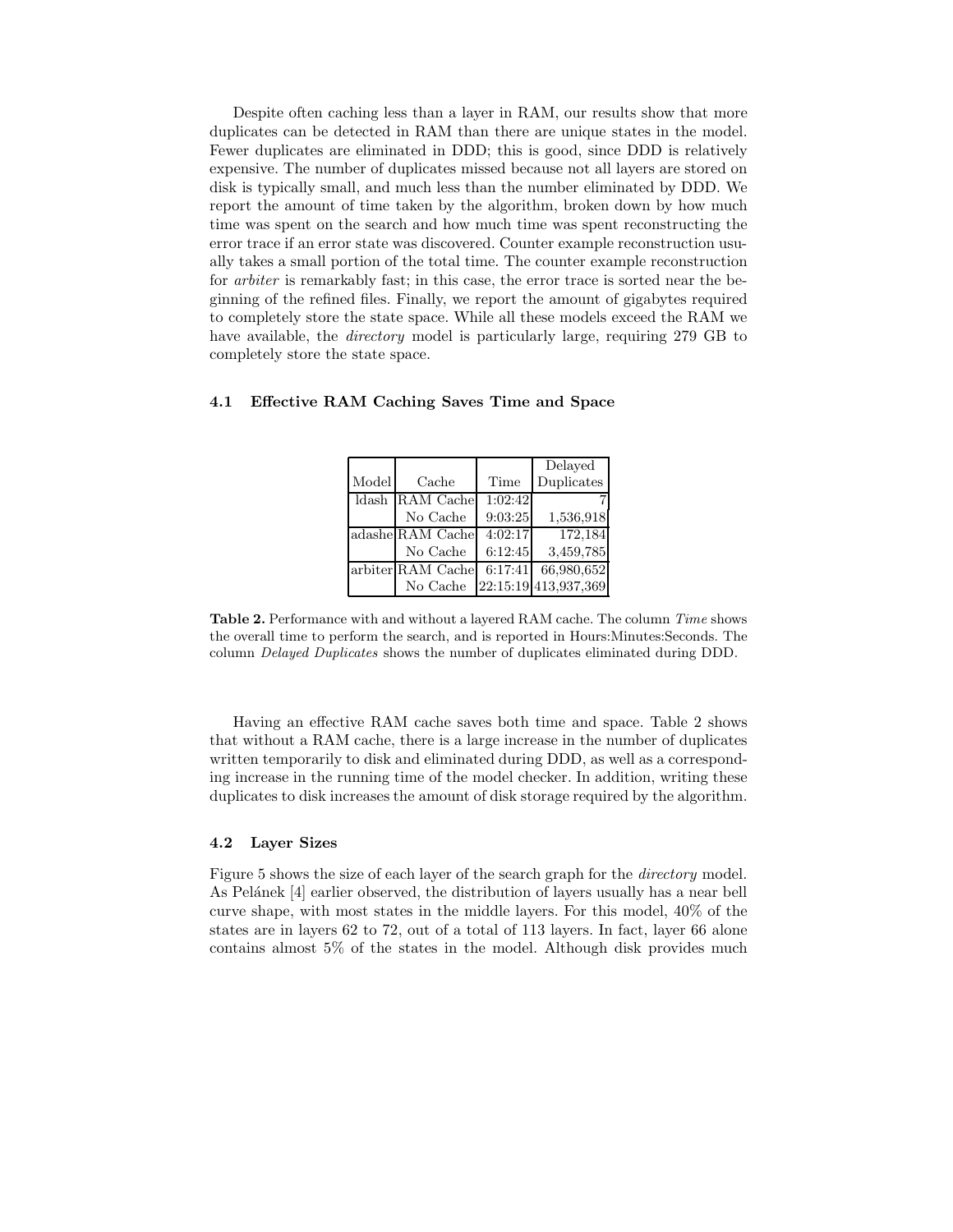Despite often caching less than a layer in RAM, our results show that more duplicates can be detected in RAM than there are unique states in the model. Fewer duplicates are eliminated in DDD; this is good, since DDD is relatively expensive. The number of duplicates missed because not all layers are stored on disk is typically small, and much less than the number eliminated by DDD. We report the amount of time taken by the algorithm, broken down by how much time was spent on the search and how much time was spent reconstructing the error trace if an error state was discovered. Counter example reconstruction usually takes a small portion of the total time. The counter example reconstruction for *arbiter* is remarkably fast; in this case, the error trace is sorted near the beginning of the refined files. Finally, we report the amount of gigabytes required to completely store the state space. While all these models exceed the RAM we have available, the *directory* model is particularly large, requiring 279 GB to completely store the state space.

### 4.1 Effective RAM Caching Saves Time and Space

| Model | Cache | Time | Delayed Duplicates |
|---|---|---|---|
| ldash | RAM Cache | 1:02:42 | 7 |
| | No Cache | 9:03:25 | 1,536,918 |
| adashe | RAM Cache | 4:02:17 | 172,184 |
| | No Cache | 6:12:45 | 3,459,785 |
| arbiter | RAM Cache | 6:17:41 | 66,980,652 |
| | No Cache | 22:15:19 | 413,937,369 |

**Table 2.** Performance with and without a layered RAM cache. The column *Time* shows the overall time to perform the search, and is reported in Hours:Minutes:Seconds. The column *Delayed Duplicates* shows the number of duplicates eliminated during DDD.

Having an effective RAM cache saves both time and space. Table 2 shows that without a RAM cache, there is a large increase in the number of duplicates written temporarily to disk and eliminated during DDD, as well as a corresponding increase in the running time of the model checker. In addition, writing these duplicates to disk increases the amount of disk storage required by the algorithm.

### 4.2 Layer Sizes

Figure 5 shows the size of each layer of the search graph for the *directory* model. As Pelánek [4] earlier observed, the distribution of layers usually has a near bell curve shape, with most states in the middle layers. For this model, 40% of the states are in layers 62 to 72, out of a total of 113 layers. In fact, layer 66 alone contains almost 5% of the states in the model. Although disk provides much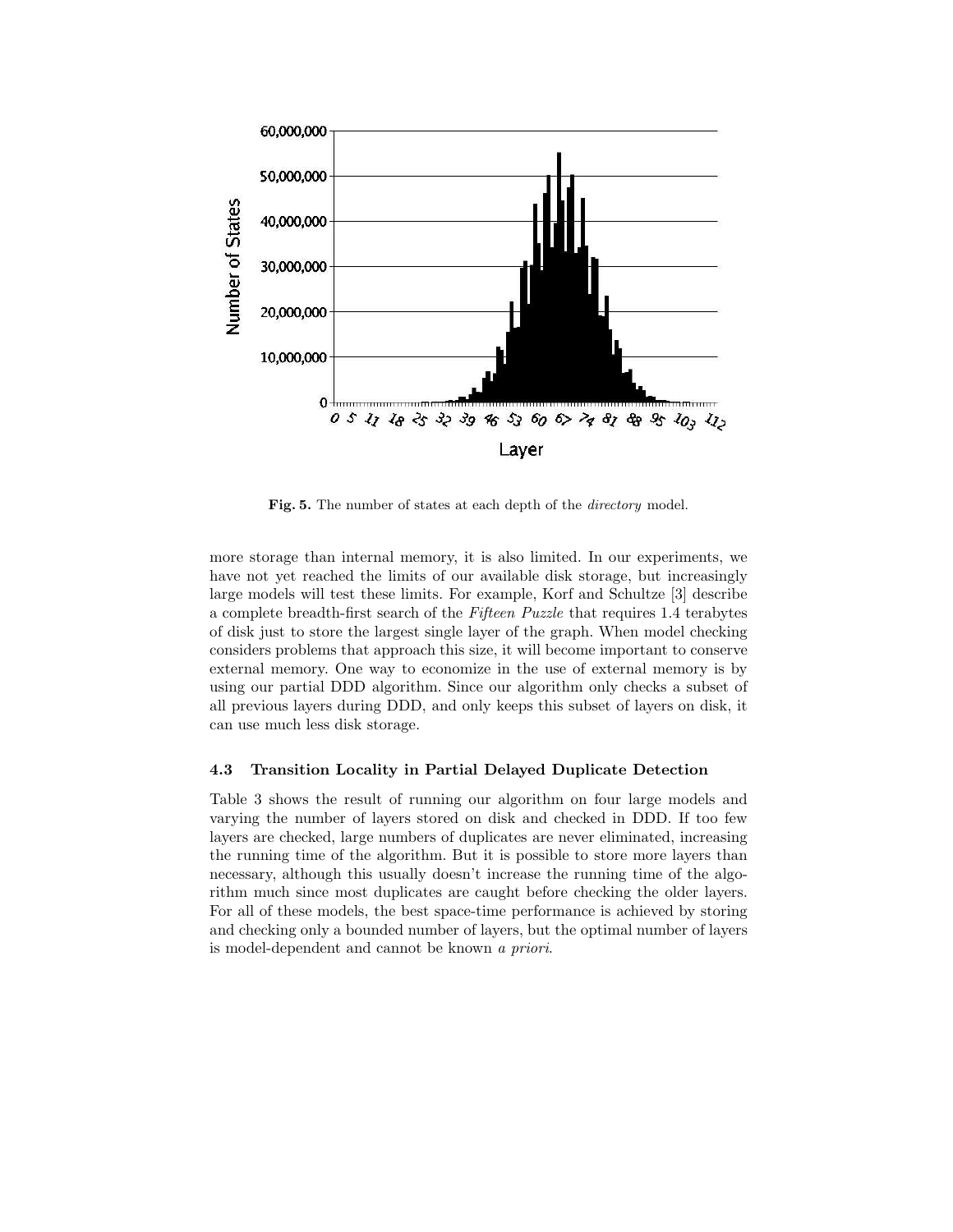**Fig. 5.** The number of states at each depth of the *directory* model.

more storage than internal memory, it is also limited. In our experiments, we have not yet reached the limits of our available disk storage, but increasingly large models will test these limits. For example, Korf and Schultze [3] describe a complete breadth-first search of the *Fifteen Puzzle* that requires 1.4 terabytes of disk just to store the largest single layer of the graph. When model checking considers problems that approach this size, it will become important to conserve external memory. One way to economize in the use of external memory is by using our partial DDD algorithm. Since our algorithm only checks a subset of all previous layers during DDD, and only keeps this subset of layers on disk, it can use much less disk storage.

### 4.3 Transition Locality in Partial Delayed Duplicate Detection

Table 3 shows the result of running our algorithm on four large models and varying the number of layers stored on disk and checked in DDD. If too few layers are checked, large numbers of duplicates are never eliminated, increasing the running time of the algorithm. But it is possible to store more layers than necessary, although this usually doesn't increase the running time of the algorithm much since most duplicates are caught before checking the older layers. For all of these models, the best space-time performance is achieved by storing and checking only a bounded number of layers, but the optimal number of layers is model-dependent and cannot be known *a priori*.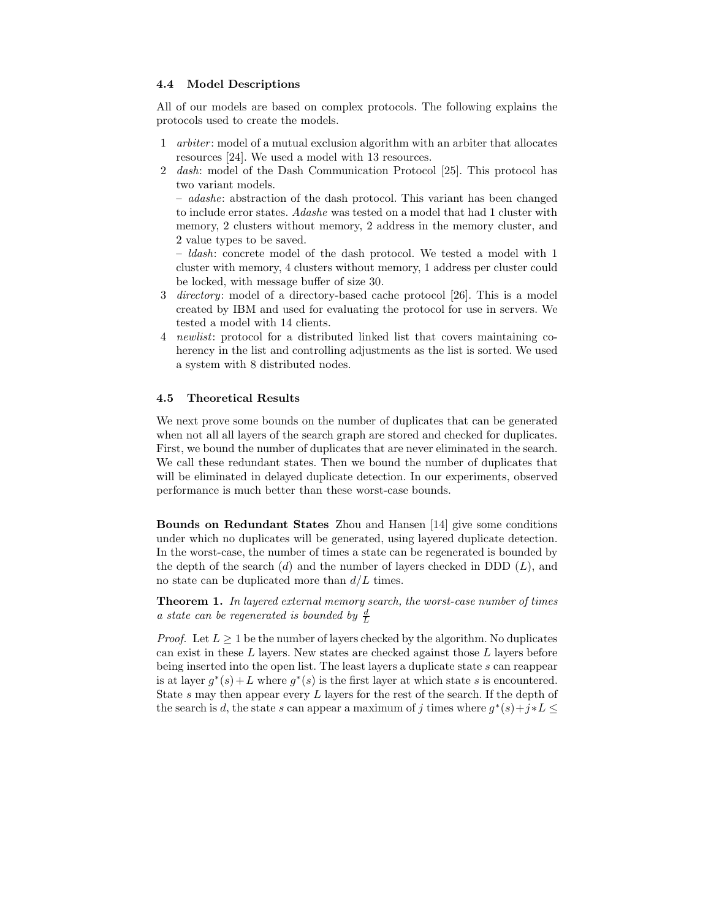### 4.4 Model Descriptions

All of our models are based on complex protocols. The following explains the protocols used to create the models.

1 *arbiter*: model of a mutual exclusion algorithm with an arbiter that allocates resources [24]. We used a model with 13 resources.

2 *dash*: model of the Dash Communication Protocol [25]. This protocol has two variant models.
   – *adashe*: abstraction of the dash protocol. This variant has been changed to include error states. *Adashe* was tested on a model that had 1 cluster with memory, 2 clusters without memory, 2 address in the memory cluster, and 2 value types to be saved.
   – *ldash*: concrete model of the dash protocol. We tested a model with 1 cluster with memory, 4 clusters without memory, 1 address per cluster could be locked, with message buffer of size 30.

3 *directory*: model of a directory-based cache protocol [26]. This is a model created by IBM and used for evaluating the protocol for use in servers. We tested a model with 14 clients.

4 *newlist*: protocol for a distributed linked list that covers maintaining coherency in the list and controlling adjustments as the list is sorted. We used a system with 8 distributed nodes.

### 4.5 Theoretical Results

We next prove some bounds on the number of duplicates that can be generated when not all all layers of the search graph are stored and checked for duplicates. First, we bound the number of duplicates that are never eliminated in the search. We call these redundant states. Then we bound the number of duplicates that will be eliminated in delayed duplicate detection. In our experiments, observed performance is much better than these worst-case bounds.

**Bounds on Redundant States** Zhou and Hansen [14] give some conditions under which no duplicates will be generated, using layered duplicate detection. In the worst-case, the number of times a state can be regenerated is bounded by the depth of the search ($d$) and the number of layers checked in DDD ($L$), and no state can be duplicated more than $d/L$ times.

**Theorem 1.** *In layered external memory search, the worst-case number of times a state can be regenerated is bounded by* $\frac{d}{L}$

*Proof.* Let $L \geq 1$ be the number of layers checked by the algorithm. No duplicates can exist in these $L$ layers. New states are checked against those $L$ layers before being inserted into the open list. The least layers a duplicate state $s$ can reappear is at layer $g^*(s)+L$ where $g^*(s)$ is the first layer at which state $s$ is encountered. State $s$ may then appear every $L$ layers for the rest of the search. If the depth of the search is $d$, the state $s$ can appear a maximum of $j$ times where $g^*(s)+j*L \leq$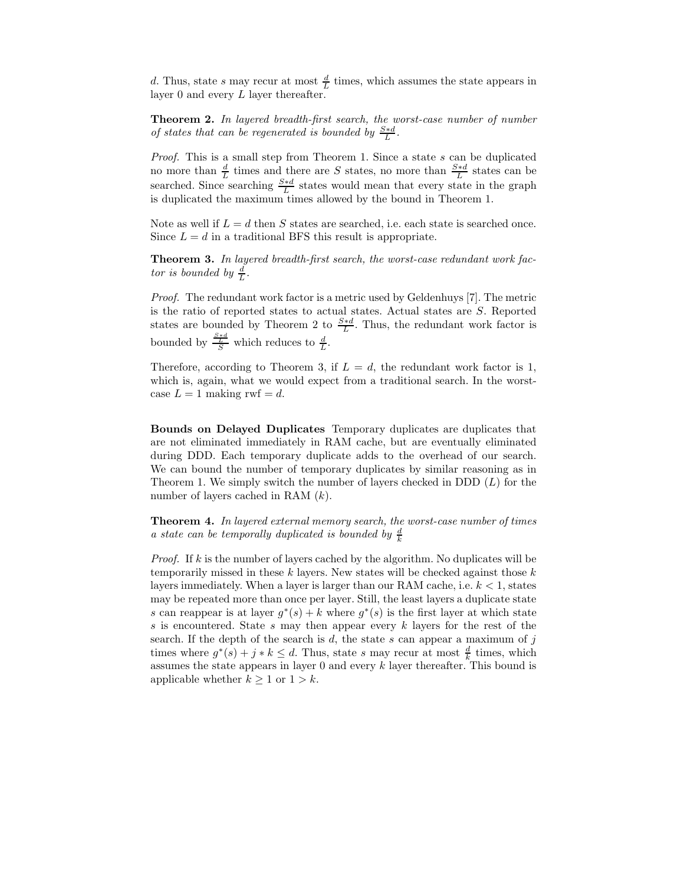$d$. Thus, state $s$ may recur at most $\frac{d}{L}$ times, which assumes the state appears in layer 0 and every $L$ layer thereafter.

**Theorem 2.** *In layered breadth-first search, the worst-case number of number of states that can be regenerated is bounded by $\frac{S*d}{L}$.*

*Proof.* This is a small step from Theorem 1. Since a state $s$ can be duplicated no more than $\frac{d}{L}$ times and there are $S$ states, no more than $\frac{S*d}{L}$ states can be searched. Since searching $\frac{S*d}{L}$ states would mean that every state in the graph is duplicated the maximum times allowed by the bound in Theorem 1.

Note as well if $L = d$ then $S$ states are searched, i.e. each state is searched once. Since $L = d$ in a traditional BFS this result is appropriate.

**Theorem 3.** *In layered breadth-first search, the worst-case redundant work factor is bounded by $\frac{d}{L}$.*

*Proof.* The redundant work factor is a metric used by Geldenhuys [7]. The metric is the ratio of reported states to actual states. Actual states are $S$. Reported states are bounded by Theorem 2 to $\frac{S*d}{L}$. Thus, the redundant work factor is bounded by $\frac{\frac{S*d}{L}}{S}$ which reduces to $\frac{d}{L}$.

Therefore, according to Theorem 3, if $L = d$, the redundant work factor is 1, which is, again, what we would expect from a traditional search. In the worst-case $L = 1$ making rwf $= d$.

**Bounds on Delayed Duplicates** Temporary duplicates are duplicates that are not eliminated immediately in RAM cache, but are eventually eliminated during DDD. Each temporary duplicate adds to the overhead of our search. We can bound the number of temporary duplicates by similar reasoning as in Theorem 1. We simply switch the number of layers checked in DDD ($L$) for the number of layers cached in RAM ($k$).

**Theorem 4.** *In layered external memory search, the worst-case number of times a state can be temporally duplicated is bounded by $\frac{d}{k}$*

*Proof.* If $k$ is the number of layers cached by the algorithm. No duplicates will be temporarily missed in these $k$ layers. New states will be checked against those $k$ layers immediately. When a layer is larger than our RAM cache, i.e. $k < 1$, states may be repeated more than once per layer. Still, the least layers a duplicate state $s$ can reappear is at layer $g^*(s) + k$ where $g^*(s)$ is the first layer at which state $s$ is encountered. State $s$ may then appear every $k$ layers for the rest of the search. If the depth of the search is $d$, the state $s$ can appear a maximum of $j$ times where $g^*(s) + j * k \leq d$. Thus, state $s$ may recur at most $\frac{d}{k}$ times, which assumes the state appears in layer 0 and every $k$ layer thereafter. This bound is applicable whether $k \geq 1$ or $1 > k$.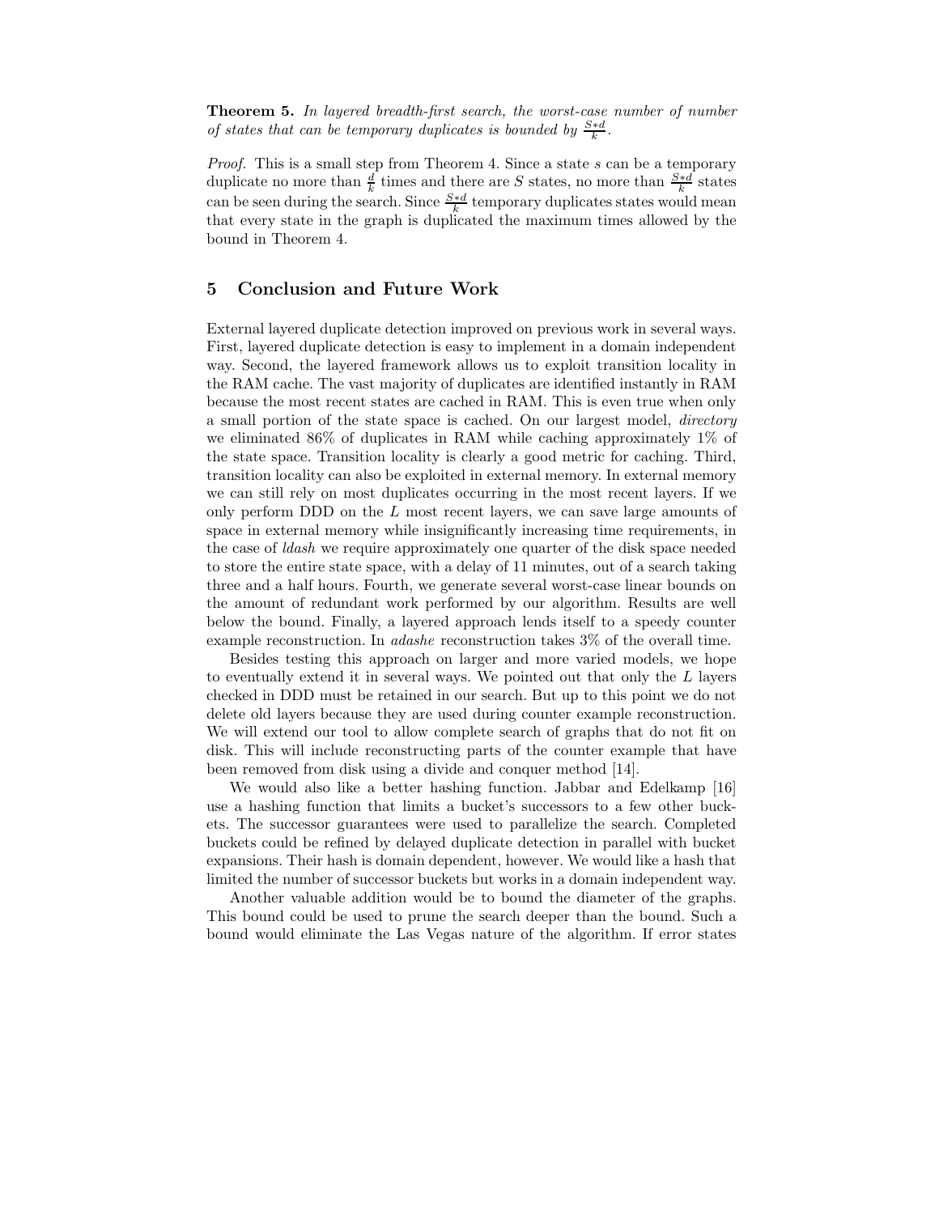**Theorem 5.** *In layered breadth-first search, the worst-case number of number of states that can be temporary duplicates is bounded by $\frac{S*d}{k}$.*

*Proof.* This is a small step from Theorem 4. Since a state $s$ can be a temporary duplicate no more than $\frac{d}{k}$ times and there are $S$ states, no more than $\frac{S*d}{k}$ states can be seen during the search. Since $\frac{S*d}{k}$ temporary duplicates states would mean that every state in the graph is duplicated the maximum times allowed by the bound in Theorem 4.

## 5 Conclusion and Future Work

External layered duplicate detection improved on previous work in several ways. First, layered duplicate detection is easy to implement in a domain independent way. Second, the layered framework allows us to exploit transition locality in the RAM cache. The vast majority of duplicates are identified instantly in RAM because the most recent states are cached in RAM. This is even true when only a small portion of the state space is cached. On our largest model, *directory* we eliminated 86% of duplicates in RAM while caching approximately 1% of the state space. Transition locality is clearly a good metric for caching. Third, transition locality can also be exploited in external memory. In external memory we can still rely on most duplicates occurring in the most recent layers. If we only perform DDD on the $L$ most recent layers, we can save large amounts of space in external memory while insignificantly increasing time requirements, in the case of *ldash* we require approximately one quarter of the disk space needed to store the entire state space, with a delay of 11 minutes, out of a search taking three and a half hours. Fourth, we generate several worst-case linear bounds on the amount of redundant work performed by our algorithm. Results are well below the bound. Finally, a layered approach lends itself to a speedy counter example reconstruction. In *adashe* reconstruction takes 3% of the overall time.

Besides testing this approach on larger and more varied models, we hope to eventually extend it in several ways. We pointed out that only the $L$ layers checked in DDD must be retained in our search. But up to this point we do not delete old layers because they are used during counter example reconstruction. We will extend our tool to allow complete search of graphs that do not fit on disk. This will include reconstructing parts of the counter example that have been removed from disk using a divide and conquer method [14].

We would also like a better hashing function. Jabbar and Edelkamp [16] use a hashing function that limits a bucket's successors to a few other buckets. The successor guarantees were used to parallelize the search. Completed buckets could be refined by delayed duplicate detection in parallel with bucket expansions. Their hash is domain dependent, however. We would like a hash that limited the number of successor buckets but works in a domain independent way.

Another valuable addition would be to bound the diameter of the graphs. This bound could be used to prune the search deeper than the bound. Such a bound would eliminate the Las Vegas nature of the algorithm. If error states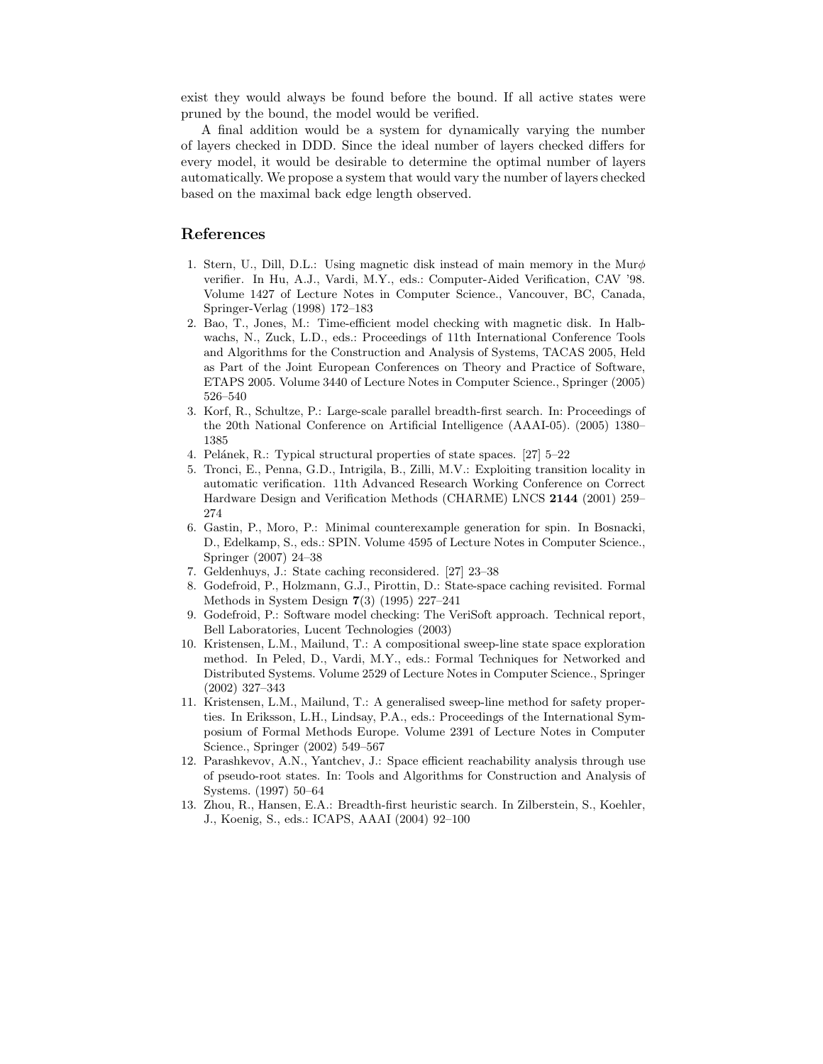exist they would always be found before the bound. If all active states were pruned by the bound, the model would be verified.

A final addition would be a system for dynamically varying the number of layers checked in DDD. Since the ideal number of layers checked differs for every model, it would be desirable to determine the optimal number of layers automatically. We propose a system that would vary the number of layers checked based on the maximal back edge length observed.

## References

1. Stern, U., Dill, D.L.: Using magnetic disk instead of main memory in the Mur$\phi$ verifier. In Hu, A.J., Vardi, M.Y., eds.: Computer-Aided Verification, CAV '98. Volume 1427 of Lecture Notes in Computer Science., Vancouver, BC, Canada, Springer-Verlag (1998) 172–183
2. Bao, T., Jones, M.: Time-efficient model checking with magnetic disk. In Halbwachs, N., Zuck, L.D., eds.: Proceedings of 11th International Conference Tools and Algorithms for the Construction and Analysis of Systems, TACAS 2005, Held as Part of the Joint European Conferences on Theory and Practice of Software, ETAPS 2005. Volume 3440 of Lecture Notes in Computer Science., Springer (2005) 526–540
3. Korf, R., Schultze, P.: Large-scale parallel breadth-first search. In: Proceedings of the 20th National Conference on Artificial Intelligence (AAAI-05). (2005) 1380–1385
4. Pelánek, R.: Typical structural properties of state spaces. [27] 5–22
5. Tronci, E., Penna, G.D., Intrigila, B., Zilli, M.V.: Exploiting transition locality in automatic verification. 11th Advanced Research Working Conference on Correct Hardware Design and Verification Methods (CHARME) LNCS **2144** (2001) 259–274
6. Gastin, P., Moro, P.: Minimal counterexample generation for spin. In Bosnacki, D., Edelkamp, S., eds.: SPIN. Volume 4595 of Lecture Notes in Computer Science., Springer (2007) 24–38
7. Geldenhuys, J.: State caching reconsidered. [27] 23–38
8. Godefroid, P., Holzmann, G.J., Pirottin, D.: State-space caching revisited. Formal Methods in System Design **7**(3) (1995) 227–241
9. Godefroid, P.: Software model checking: The VeriSoft approach. Technical report, Bell Laboratories, Lucent Technologies (2003)
10. Kristensen, L.M., Mailund, T.: A compositional sweep-line state space exploration method. In Peled, D., Vardi, M.Y., eds.: Formal Techniques for Networked and Distributed Systems. Volume 2529 of Lecture Notes in Computer Science., Springer (2002) 327–343
11. Kristensen, L.M., Mailund, T.: A generalised sweep-line method for safety properties. In Eriksson, L.H., Lindsay, P.A., eds.: Proceedings of the International Symposium of Formal Methods Europe. Volume 2391 of Lecture Notes in Computer Science., Springer (2002) 549–567
12. Parashkevov, A.N., Yantchev, J.: Space efficient reachability analysis through use of pseudo-root states. In: Tools and Algorithms for Construction and Analysis of Systems. (1997) 50–64
13. Zhou, R., Hansen, E.A.: Breadth-first heuristic search. In Zilberstein, S., Koehler, J., Koenig, S., eds.: ICAPS, AAAI (2004) 92–100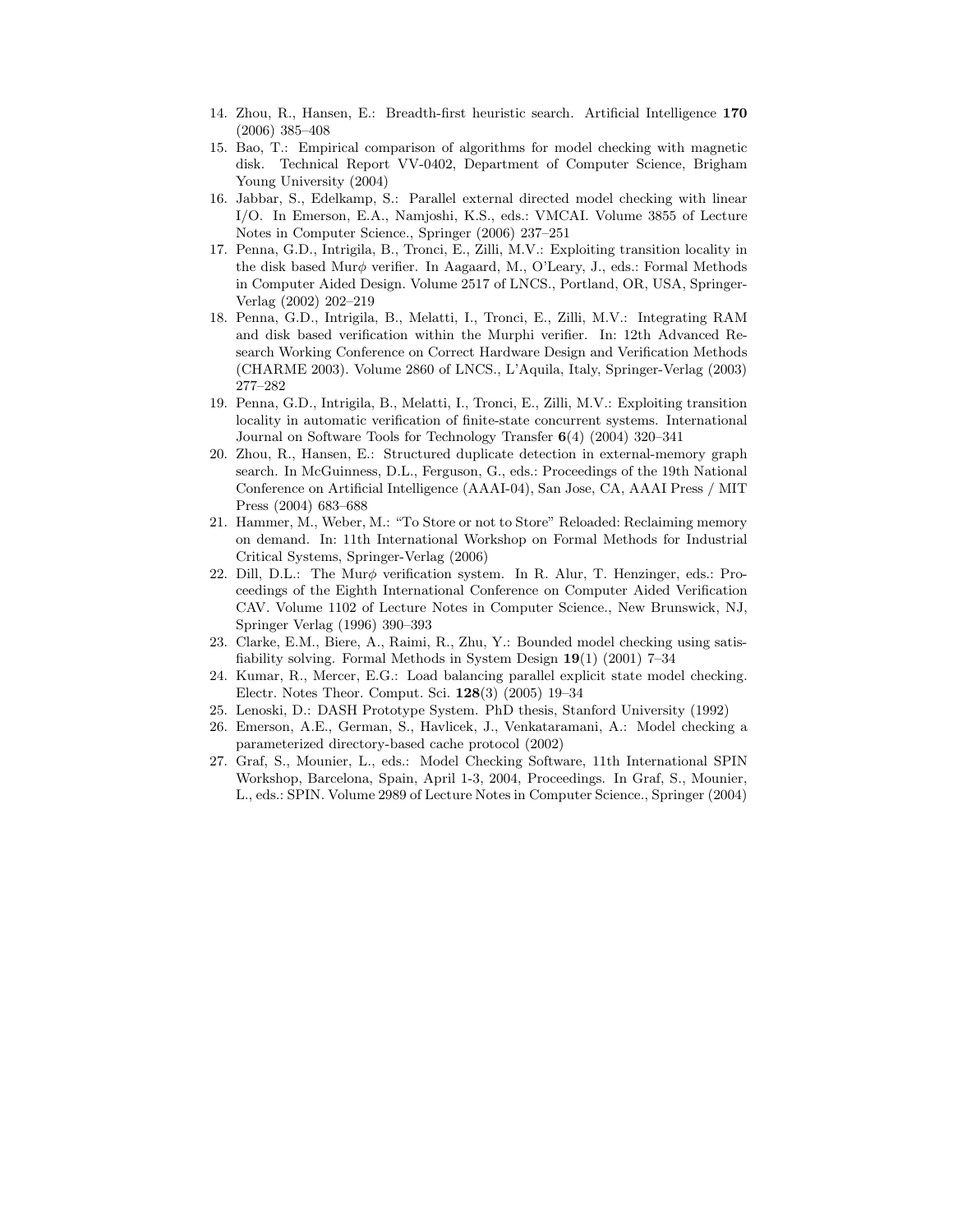14. Zhou, R., Hansen, E.: Breadth-first heuristic search. Artificial Intelligence **170** (2006) 385–408
15. Bao, T.: Empirical comparison of algorithms for model checking with magnetic disk. Technical Report VV-0402, Department of Computer Science, Brigham Young University (2004)
16. Jabbar, S., Edelkamp, S.: Parallel external directed model checking with linear I/O. In Emerson, E.A., Namjoshi, K.S., eds.: VMCAI. Volume 3855 of Lecture Notes in Computer Science., Springer (2006) 237–251
17. Penna, G.D., Intrigila, B., Tronci, E., Zilli, M.V.: Exploiting transition locality in the disk based Mur$\phi$ verifier. In Aagaard, M., O'Leary, J., eds.: Formal Methods in Computer Aided Design. Volume 2517 of LNCS., Portland, OR, USA, Springer-Verlag (2002) 202–219
18. Penna, G.D., Intrigila, B., Melatti, I., Tronci, E., Zilli, M.V.: Integrating RAM and disk based verification within the Murphi verifier. In: 12th Advanced Research Working Conference on Correct Hardware Design and Verification Methods (CHARME 2003). Volume 2860 of LNCS., L'Aquila, Italy, Springer-Verlag (2003) 277–282
19. Penna, G.D., Intrigila, B., Melatti, I., Tronci, E., Zilli, M.V.: Exploiting transition locality in automatic verification of finite-state concurrent systems. International Journal on Software Tools for Technology Transfer **6**(4) (2004) 320–341
20. Zhou, R., Hansen, E.: Structured duplicate detection in external-memory graph search. In McGuinness, D.L., Ferguson, G., eds.: Proceedings of the 19th National Conference on Artificial Intelligence (AAAI-04), San Jose, CA, AAAI Press / MIT Press (2004) 683–688
21. Hammer, M., Weber, M.: "To Store or not to Store" Reloaded: Reclaiming memory on demand. In: 11th International Workshop on Formal Methods for Industrial Critical Systems, Springer-Verlag (2006)
22. Dill, D.L.: The Mur$\phi$ verification system. In R. Alur, T. Henzinger, eds.: Proceedings of the Eighth International Conference on Computer Aided Verification CAV. Volume 1102 of Lecture Notes in Computer Science., New Brunswick, NJ, Springer Verlag (1996) 390–393
23. Clarke, E.M., Biere, A., Raimi, R., Zhu, Y.: Bounded model checking using satisfiability solving. Formal Methods in System Design **19**(1) (2001) 7–34
24. Kumar, R., Mercer, E.G.: Load balancing parallel explicit state model checking. Electr. Notes Theor. Comput. Sci. **128**(3) (2005) 19–34
25. Lenoski, D.: DASH Prototype System. PhD thesis, Stanford University (1992)
26. Emerson, A.E., German, S., Havlicek, J., Venkataramani, A.: Model checking a parameterized directory-based cache protocol (2002)
27. Graf, S., Mounier, L., eds.: Model Checking Software, 11th International SPIN Workshop, Barcelona, Spain, April 1-3, 2004, Proceedings. In Graf, S., Mounier, L., eds.: SPIN. Volume 2989 of Lecture Notes in Computer Science., Springer (2004)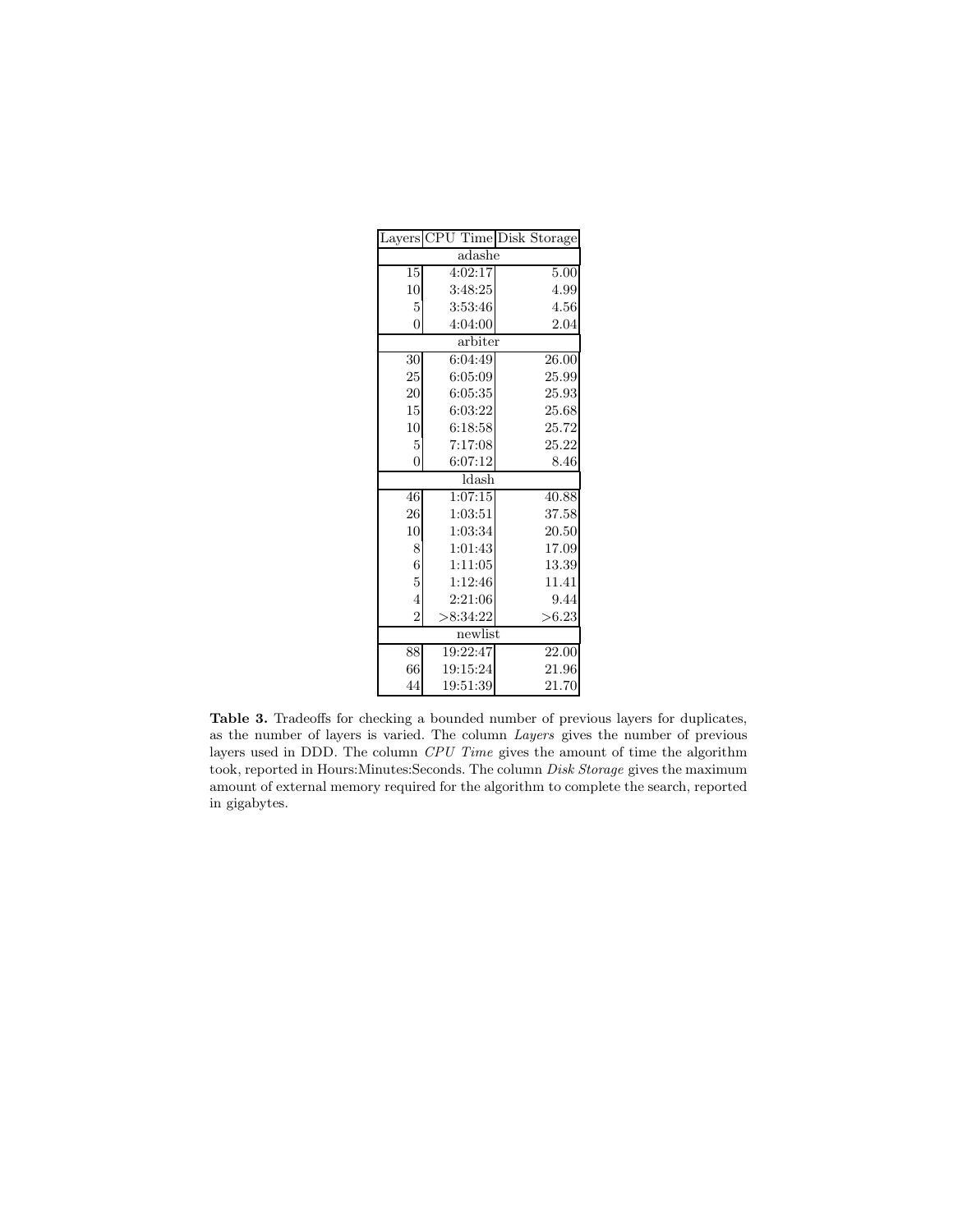| Layers | CPU Time | Disk Storage |
|---|---|---|
| adashe | | |
| 15 | 4:02:17 | 5.00 |
| 10 | 3:48:25 | 4.99 |
| 5 | 3:53:46 | 4.56 |
| 0 | 4:04:00 | 2.04 |
| arbiter | | |
| 30 | 6:04:49 | 26.00 |
| 25 | 6:05:09 | 25.99 |
| 20 | 6:05:35 | 25.93 |
| 15 | 6:03:22 | 25.68 |
| 10 | 6:18:58 | 25.72 |
| 5 | 7:17:08 | 25.22 |
| 0 | 6:07:12 | 8.46 |
| ldash | | |
| 46 | 1:07:15 | 40.88 |
| 26 | 1:03:51 | 37.58 |
| 10 | 1:03:34 | 20.50 |
| 8 | 1:01:43 | 17.09 |
| 6 | 1:11:05 | 13.39 |
| 5 | 1:12:46 | 11.41 |
| 4 | 2:21:06 | 9.44 |
| 2 | >8:34:22 | >6.23 |
| newlist | | |
| 88 | 19:22:47 | 22.00 |
| 66 | 19:15:24 | 21.96 |
| 44 | 19:51:39 | 21.70 |

**Table 3.** Tradeoffs for checking a bounded number of previous layers for duplicates, as the number of layers is varied. The column *Layers* gives the number of previous layers used in DDD. The column *CPU Time* gives the amount of time the algorithm took, reported in Hours:Minutes:Seconds. The column *Disk Storage* gives the maximum amount of external memory required for the algorithm to complete the search, reported in gigabytes.